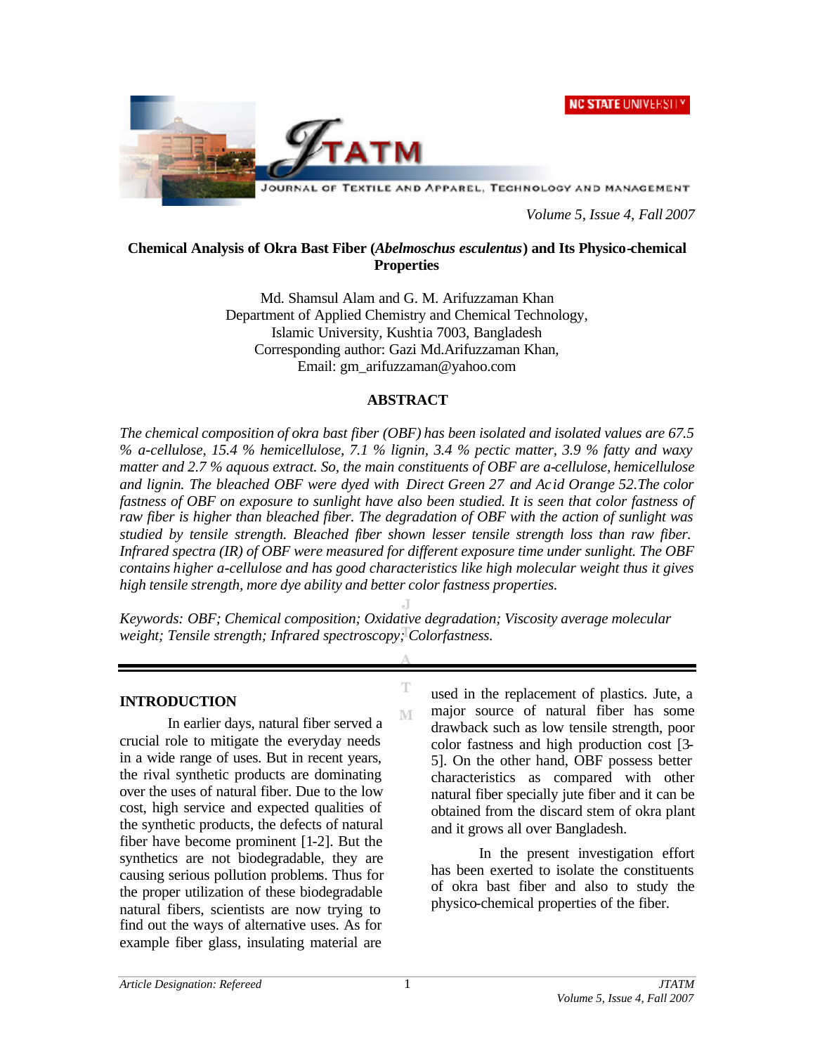# Chemical Analysis of Okra Bast Fiber (*Abelmoschus esculentus*) and Its Physico-chemical Properties

Md. Shamsul Alam and G. M. Arifuzzaman Khan
Department of Applied Chemistry and Chemical Technology,
Islamic University, Kushtia 7003, Bangladesh
Corresponding author: Gazi Md.Arifuzzaman Khan,
Email: gm_arifuzzaman@yahoo.com

## ABSTRACT

*The chemical composition of okra bast fiber (OBF) has been isolated and isolated values are 67.5 % a-cellulose, 15.4 % hemicellulose, 7.1 % lignin, 3.4 % pectic matter, 3.9 % fatty and waxy matter and 2.7 % aquous extract. So, the main constituents of OBF are a-cellulose, hemicellulose and lignin. The bleached OBF were dyed with Direct Green 27 and Acid Orange 52.The color fastness of OBF on exposure to sunlight have also been studied. It is seen that color fastness of raw fiber is higher than bleached fiber. The degradation of OBF with the action of sunlight was studied by tensile strength. Bleached fiber shown lesser tensile strength loss than raw fiber. Infrared spectra (IR) of OBF were measured for different exposure time under sunlight. The OBF contains higher a-cellulose and has good characteristics like high molecular weight thus it gives high tensile strength, more dye ability and better color fastness properties.*

*Keywords: OBF; Chemical composition; Oxidative degradation; Viscosity average molecular weight; Tensile strength; Infrared spectroscopy; Colorfastness.*

## INTRODUCTION

In earlier days, natural fiber served a crucial role to mitigate the everyday needs in a wide range of uses. But in recent years, the rival synthetic products are dominating over the uses of natural fiber. Due to the low cost, high service and expected qualities of the synthetic products, the defects of natural fiber have become prominent [1-2]. But the synthetics are not biodegradable, they are causing serious pollution problems. Thus for the proper utilization of these biodegradable natural fibers, scientists are now trying to find out the ways of alternative uses. As for example fiber glass, insulating material are used in the replacement of plastics. Jute, a major source of natural fiber has some drawback such as low tensile strength, poor color fastness and high production cost [3-5]. On the other hand, OBF possess better characteristics as compared with other natural fiber specially jute fiber and it can be obtained from the discard stem of okra plant and it grows all over Bangladesh.

In the present investigation effort has been exerted to isolate the constituents of okra bast fiber and also to study the physico-chemical properties of the fiber.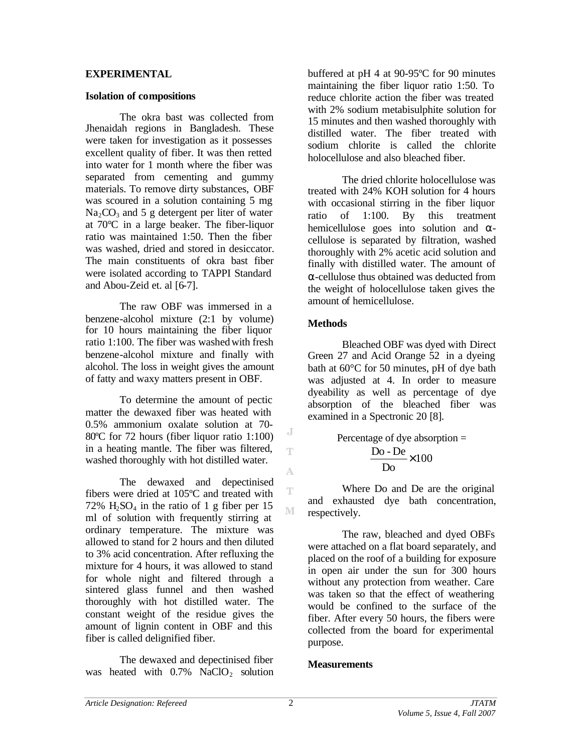## EXPERIMENTAL

### Isolation of compositions

The okra bast was collected from Jhenaidah regions in Bangladesh. These were taken for investigation as it possesses excellent quality of fiber. It was then retted into water for 1 month where the fiber was separated from cementing and gummy materials. To remove dirty substances, OBF was scoured in a solution containing 5 mg $Na_2CO_3$ and 5 g detergent per liter of water at 70°C in a large beaker. The fiber-liquor ratio was maintained 1:50. Then the fiber was washed, dried and stored in desiccator. The main constituents of okra bast fiber were isolated according to TAPPI Standard and Abou-Zeid et. al [6-7].

The raw OBF was immersed in a benzene-alcohol mixture (2:1 by volume) for 10 hours maintaining the fiber liquor ratio 1:100. The fiber was washed with fresh benzene-alcohol mixture and finally with alcohol. The loss in weight gives the amount of fatty and waxy matters present in OBF.

To determine the amount of pectic matter the dewaxed fiber was heated with 0.5% ammonium oxalate solution at 70-80ºC for 72 hours (fiber liquor ratio 1:100) in a heating mantle. The fiber was filtered, washed thoroughly with hot distilled water.

The dewaxed and depectinised fibers were dried at 105ºC and treated with 72% $H_2SO_4$ in the ratio of 1 g fiber per 15 ml of solution with frequently stirring at ordinary temperature. The mixture was allowed to stand for 2 hours and then diluted to 3% acid concentration. After refluxing the mixture for 4 hours, it was allowed to stand for whole night and filtered through a sintered glass funnel and then washed thoroughly with hot distilled water. The constant weight of the residue gives the amount of lignin content in OBF and this fiber is called delignified fiber.

The dewaxed and depectinised fiber was heated with 0.7% $NaClO_2$ solution buffered at pH 4 at 90-95ºC for 90 minutes maintaining the fiber liquor ratio 1:50. To reduce chlorite action the fiber was treated with 2% sodium metabisulphite solution for 15 minutes and then washed thoroughly with distilled water. The fiber treated with sodium chlorite is called the chlorite holocellulose and also bleached fiber.

The dried chlorite holocellulose was treated with 24% KOH solution for 4 hours with occasional stirring in the fiber liquor ratio of 1:100. By this treatment hemicellulose goes into solution and α-cellulose is separated by filtration, washed thoroughly with 2% acetic acid solution and finally with distilled water. The amount of α-cellulose thus obtained was deducted from the weight of holocellulose taken gives the amount of hemicellulose.

### Methods

Bleached OBF was dyed with Direct Green 27 and Acid Orange 52 in a dyeing bath at 60°C for 50 minutes, pH of dye bath was adjusted at 4. In order to measure dyeability as well as percentage of dye absorption of the bleached fiber was examined in a Spectronic 20 [8].

$$\text{Percentage of dye absorption} = \frac{\text{Do - De}}{\text{Do}} \times 100$$

Where Do and De are the original and exhausted dye bath concentration, respectively.

The raw, bleached and dyed OBFs were attached on a flat board separately, and placed on the roof of a building for exposure in open air under the sun for 300 hours without any protection from weather. Care was taken so that the effect of weathering would be confined to the surface of the fiber. After every 50 hours, the fibers were collected from the board for experimental purpose.

### Measurements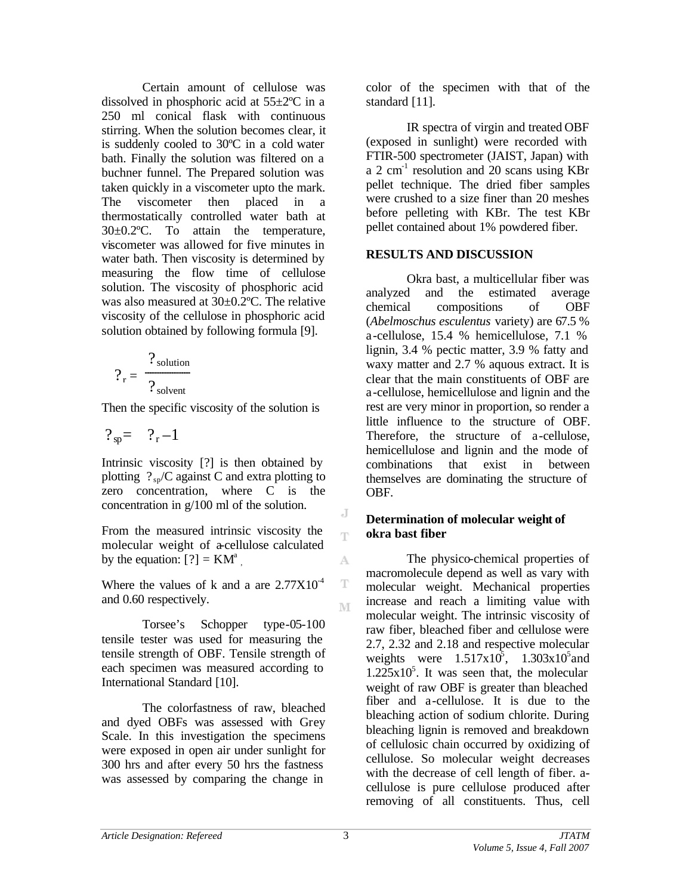Certain amount of cellulose was dissolved in phosphoric acid at 55±2ºC in a 250 ml conical flask with continuous stirring. When the solution becomes clear, it is suddenly cooled to 30ºC in a cold water bath. Finally the solution was filtered on a buchner funnel. The Prepared solution was taken quickly in a viscometer upto the mark. The viscometer then placed in a thermostatically controlled water bath at 30±0.2ºC. To attain the temperature, viscometer was allowed for five minutes in water bath. Then viscosity is determined by measuring the flow time of cellulose solution. The viscosity of phosphoric acid was also measured at 30±0.2ºC. The relative viscosity of the cellulose in phosphoric acid solution obtained by following formula [9].

$$\eta_r = \frac{\eta_{solution}}{\eta_{solvent}}$$

Then the specific viscosity of the solution is

$$\eta_{sp} = \eta_r - 1$$

Intrinsic viscosity $[\eta]$ is then obtained by plotting $\eta_{sp}/C$ against C and extra plotting to zero concentration, where C is the concentration in g/100 ml of the solution.

From the measured intrinsic viscosity the molecular weight of a-cellulose calculated by the equation: $[\eta] = KM^a$ ,

Where the values of k and a are $2.77 \times 10^{-4}$ and 0.60 respectively.

Torsee's Schopper type-05-100 tensile tester was used for measuring the tensile strength of OBF. Tensile strength of each specimen was measured according to International Standard [10].

The colorfastness of raw, bleached and dyed OBFs was assessed with Grey Scale. In this investigation the specimens were exposed in open air under sunlight for 300 hrs and after every 50 hrs the fastness was assessed by comparing the change in color of the specimen with that of the standard [11].

IR spectra of virgin and treated OBF (exposed in sunlight) were recorded with FTIR-500 spectrometer (JAIST, Japan) with a 2 $cm^{-1}$ resolution and 20 scans using KBr pellet technique. The dried fiber samples were crushed to a size finer than 20 meshes before pelleting with KBr. The test KBr pellet contained about 1% powdered fiber.

## RESULTS AND DISCUSSION

Okra bast, a multicellular fiber was analyzed and the estimated average chemical compositions of OBF (*Abelmoschus esculentus* variety) are 67.5 % a-cellulose, 15.4 % hemicellulose, 7.1 % lignin, 3.4 % pectic matter, 3.9 % fatty and waxy matter and 2.7 % aquous extract. It is clear that the main constituents of OBF are a-cellulose, hemicellulose and lignin and the rest are very minor in proportion, so render a little influence to the structure of OBF. Therefore, the structure of a-cellulose, hemicellulose and lignin and the mode of combinations that exist in between themselves are dominating the structure of OBF.

### Determination of molecular weight of okra bast fiber

The physico-chemical properties of macromolecule depend as well as vary with molecular weight. Mechanical properties increase and reach a limiting value with molecular weight. The intrinsic viscosity of raw fiber, bleached fiber and cellulose were 2.7, 2.32 and 2.18 and respective molecular weights were $1.517 \times 10^5$, $1.303 \times 10^5$ and $1.225 \times 10^5$. It was seen that, the molecular weight of raw OBF is greater than bleached fiber and a-cellulose. It is due to the bleaching action of sodium chlorite. During bleaching lignin is removed and breakdown of cellulosic chain occurred by oxidizing of cellulose. So molecular weight decreases with the decrease of cell length of fiber. a-cellulose is pure cellulose produced after removing of all constituents. Thus, cell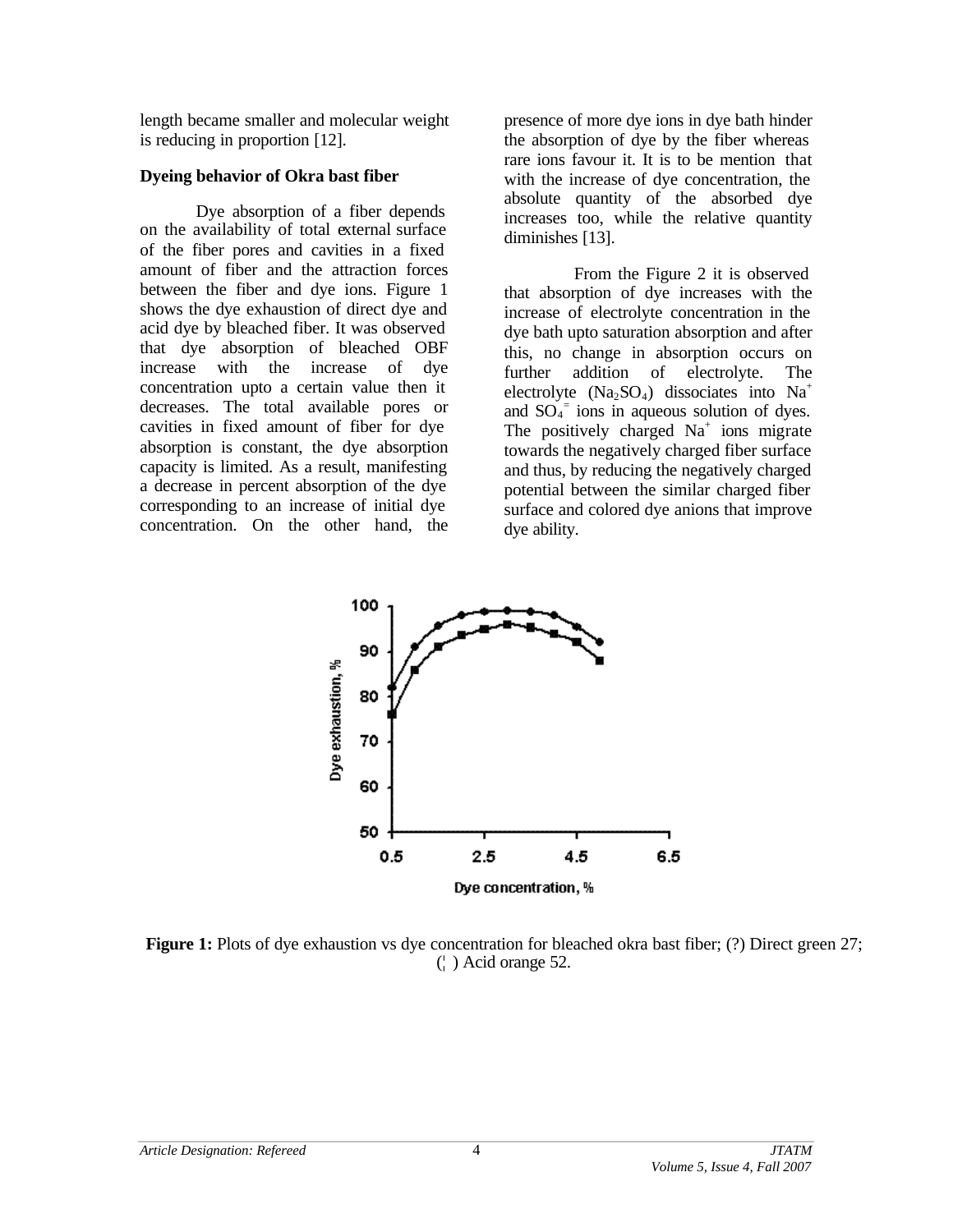length became smaller and molecular weight is reducing in proportion [12].

**Dyeing behavior of Okra bast fiber**

Dye absorption of a fiber depends on the availability of total external surface of the fiber pores and cavities in a fixed amount of fiber and the attraction forces between the fiber and dye ions. Figure 1 shows the dye exhaustion of direct dye and acid dye by bleached fiber. It was observed that dye absorption of bleached OBF increase with the increase of dye concentration upto a certain value then it decreases. The total available pores or cavities in fixed amount of fiber for dye absorption is constant, the dye absorption capacity is limited. As a result, manifesting a decrease in percent absorption of the dye corresponding to an increase of initial dye concentration. On the other hand, the presence of more dye ions in dye bath hinder the absorption of dye by the fiber whereas rare ions favour it. It is to be mention that with the increase of dye concentration, the absolute quantity of the absorbed dye increases too, while the relative quantity diminishes [13].

From the Figure 2 it is observed that absorption of dye increases with the increase of electrolyte concentration in the dye bath upto saturation absorption and after this, no change in absorption occurs on further addition of electrolyte. The electrolyte ($Na_2SO_4$) dissociates into $Na^+$ and $SO_4^{=}$ ions in aqueous solution of dyes. The positively charged $Na^+$ ions migrate towards the negatively charged fiber surface and thus, by reducing the negatively charged potential between the similar charged fiber surface and colored dye anions that improve dye ability.

**Figure 1:** Plots of dye exhaustion vs dye concentration for bleached okra bast fiber; (?) Direct green 27; (|) Acid orange 52.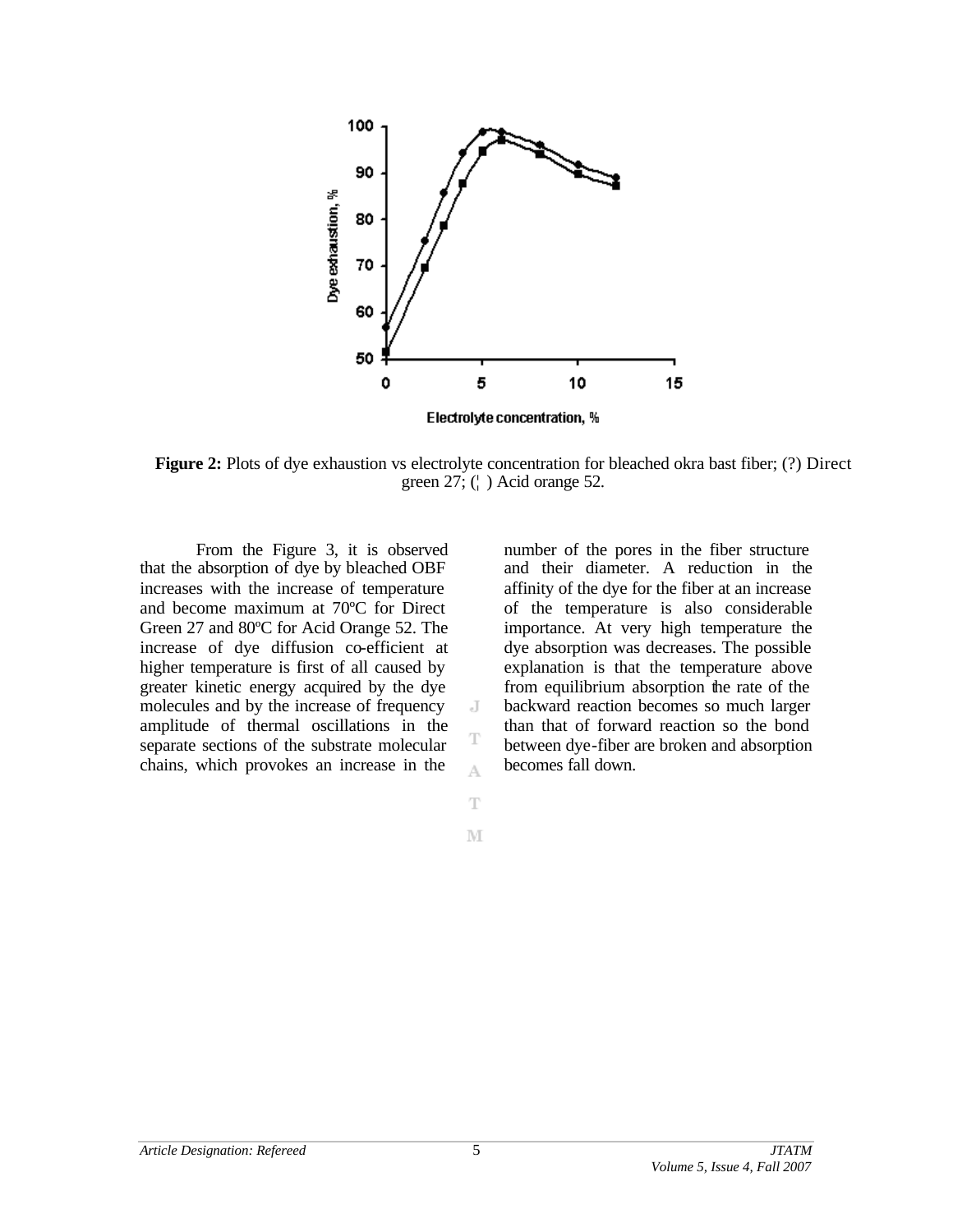**Figure 2:** Plots of dye exhaustion vs electrolyte concentration for bleached okra bast fiber; (?) Direct green 27; (¦ ) Acid orange 52.

From the Figure 3, it is observed that the absorption of dye by bleached OBF increases with the increase of temperature and become maximum at 70ºC for Direct Green 27 and 80ºC for Acid Orange 52. The increase of dye diffusion co-efficient at higher temperature is first of all caused by greater kinetic energy acquired by the dye molecules and by the increase of frequency amplitude of thermal oscillations in the separate sections of the substrate molecular chains, which provokes an increase in the number of the pores in the fiber structure and their diameter. A reduction in the affinity of the dye for the fiber at an increase of the temperature is also considerable importance. At very high temperature the dye absorption was decreases. The possible explanation is that the temperature above from equilibrium absorption the rate of the backward reaction becomes so much larger than that of forward reaction so the bond between dye-fiber are broken and absorption becomes fall down.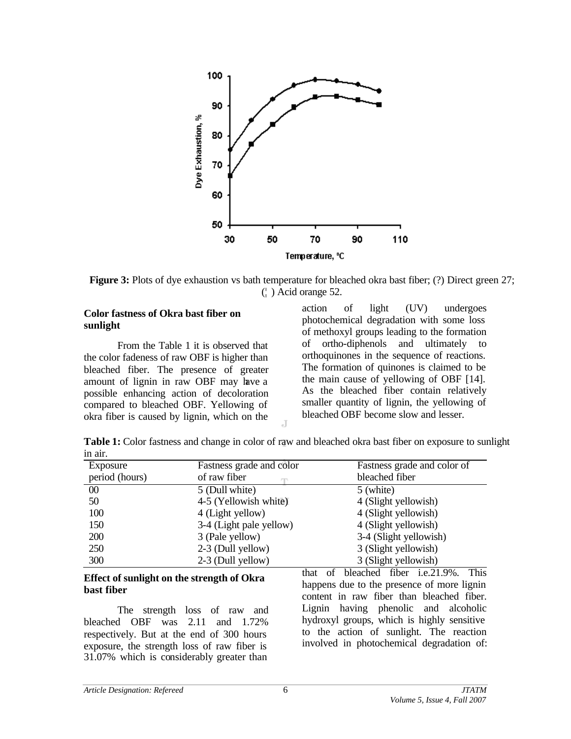**Figure 3:** Plots of dye exhaustion vs bath temperature for bleached okra bast fiber; (?) Direct green 27; (¦ ) Acid orange 52.

### Color fastness of Okra bast fiber on sunlight

From the Table 1 it is observed that the color fadeness of raw OBF is higher than bleached fiber. The presence of greater amount of lignin in raw OBF may have a possible enhancing action of decoloration compared to bleached OBF. Yellowing of okra fiber is caused by lignin, which on the action of light (UV) undergoes photochemical degradation with some loss of methoxyl groups leading to the formation of ortho-diphenols and ultimately to orthoquinones in the sequence of reactions. The formation of quinones is claimed to be the main cause of yellowing of OBF [14]. As the bleached fiber contain relatively smaller quantity of lignin, the yellowing of bleached OBF become slow and lesser.

**Table 1:** Color fastness and change in color of raw and bleached okra bast fiber on exposure to sunlight in air.

| Exposure period (hours) | Fastness grade and color of raw fiber | Fastness grade and color of bleached fiber |
|---|---|---|
| 00 | 5 (Dull white) | 5 (white) |
| 50 | 4-5 (Yellowish white) | 4 (Slight yellowish) |
| 100 | 4 (Light yellow) | 4 (Slight yellowish) |
| 150 | 3-4 (Light pale yellow) | 4 (Slight yellowish) |
| 200 | 3 (Pale yellow) | 3-4 (Slight yellowish) |
| 250 | 2-3 (Dull yellow) | 3 (Slight yellowish) |
| 300 | 2-3 (Dull yellow) | 3 (Slight yellowish) |

### Effect of sunlight on the strength of Okra bast fiber

The strength loss of raw and bleached OBF was 2.11 and 1.72% respectively. But at the end of 300 hours exposure, the strength loss of raw fiber is 31.07% which is considerably greater than that of bleached fiber i.e.21.9%. This happens due to the presence of more lignin content in raw fiber than bleached fiber. Lignin having phenolic and alcoholic hydroxyl groups, which is highly sensitive to the action of sunlight. The reaction involved in photochemical degradation of: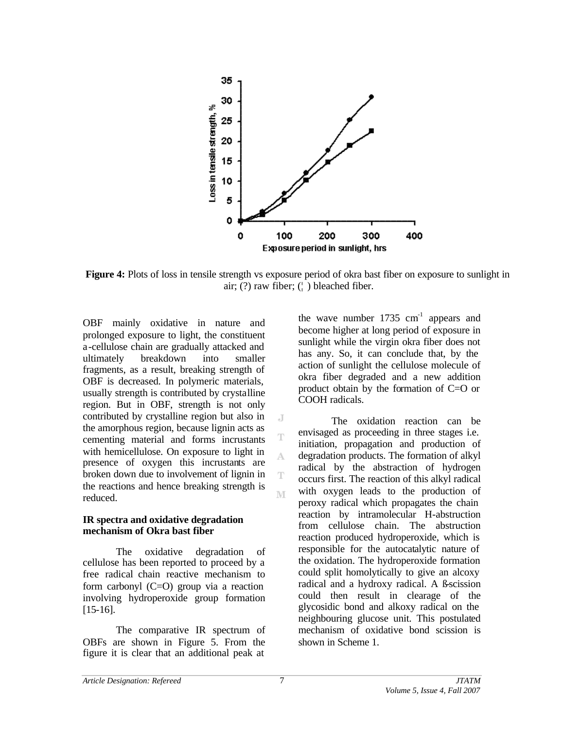**Figure 4:** Plots of loss in tensile strength vs exposure period of okra bast fiber on exposure to sunlight in air; (?) raw fiber; (¦ ) bleached fiber.

OBF mainly oxidative in nature and prolonged exposure to light, the constituent a-cellulose chain are gradually attacked and ultimately breakdown into smaller fragments, as a result, breaking strength of OBF is decreased. In polymeric materials, usually strength is contributed by crystalline region. But in OBF, strength is not only contributed by crystalline region but also in the amorphous region, because lignin acts as cementing material and forms incrustants with hemicellulose. On exposure to light in presence of oxygen this incrustants are broken down due to involvement of lignin in the reactions and hence breaking strength is reduced.

**IR spectra and oxidative degradation mechanism of Okra bast fiber**

The oxidative degradation of cellulose has been reported to proceed by a free radical chain reactive mechanism to form carbonyl (C=O) group via a reaction involving hydroperoxide group formation [15-16].

The comparative IR spectrum of OBFs are shown in Figure 5. From the figure it is clear that an additional peak at the wave number 1735 $cm^{-1}$ appears and become higher at long period of exposure in sunlight while the virgin okra fiber does not has any. So, it can conclude that, by the action of sunlight the cellulose molecule of okra fiber degraded and a new addition product obtain by the formation of C=O or COOH radicals.

The oxidation reaction can be envisaged as proceeding in three stages i.e. initiation, propagation and production of degradation products. The formation of alkyl radical by the abstraction of hydrogen occurs first. The reaction of this alkyl radical with oxygen leads to the production of peroxy radical which propagates the chain reaction by intramolecular H-abstruction from cellulose chain. The abstruction reaction produced hydroperoxide, which is responsible for the autocatalytic nature of the oxidation. The hydroperoxide formation could split homolytically to give an alcoxy radical and a hydroxy radical. A ß-scission could then result in clearage of the glycosidic bond and alkoxy radical on the neighbouring glucose unit. This postulated mechanism of oxidative bond scission is shown in Scheme 1.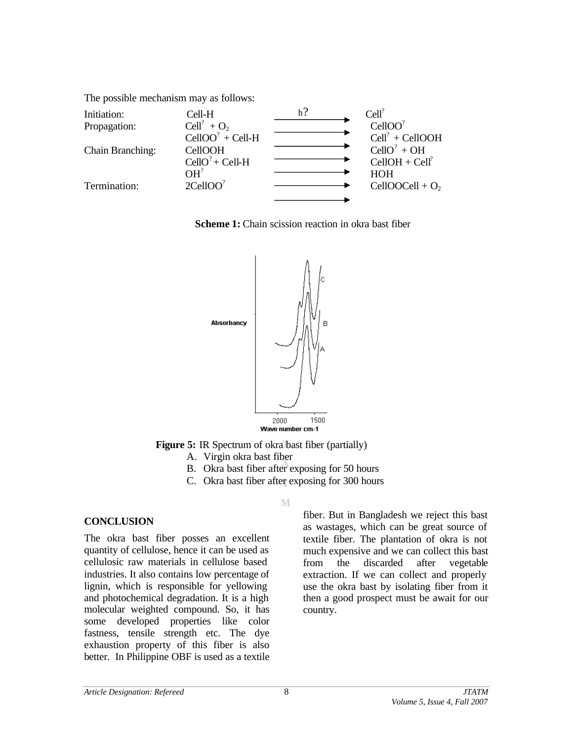The possible mechanism may as follows:

| | | | |
|---|---|---|---|
| Initiation: | Cell-H | $\xrightarrow{h?}$ | Cell? |
| Propagation: | Cell? + $O_2$ | $\longrightarrow$ | CellOO? |
| | CellOO? + Cell-H | $\longrightarrow$ | Cell? + CellOOH |
| Chain Branching: | CellOOH | $\longrightarrow$ | CellO? + OH |
| | CellO? + Cell-H | $\longrightarrow$ | CellOH + Cell? |
| | OH? | $\longrightarrow$ | HOH |
| Termination: | 2CellOO? | $\longrightarrow$ | CellOOCell + $O_2$ |

**Scheme 1:** Chain scission reaction in okra bast fiber

**Figure 5:** IR Spectrum of okra bast fiber (partially)

A. Virgin okra bast fiber
B. Okra bast fiber after exposing for 50 hours
C. Okra bast fiber after exposing for 300 hours

## CONCLUSION

The okra bast fiber posses an excellent quantity of cellulose, hence it can be used as cellulosic raw materials in cellulose based industries. It also contains low percentage of lignin, which is responsible for yellowing and photochemical degradation. It is a high molecular weighted compound. So, it has some developed properties like color fastness, tensile strength etc. The dye exhaustion property of this fiber is also better. In Philippine OBF is used as a textile fiber. But in Bangladesh we reject this bast as wastages, which can be great source of textile fiber. The plantation of okra is not much expensive and we can collect this bast from the discarded after vegetable extraction. If we can collect and properly use the okra bast by isolating fiber from it then a good prospect must be await for our country.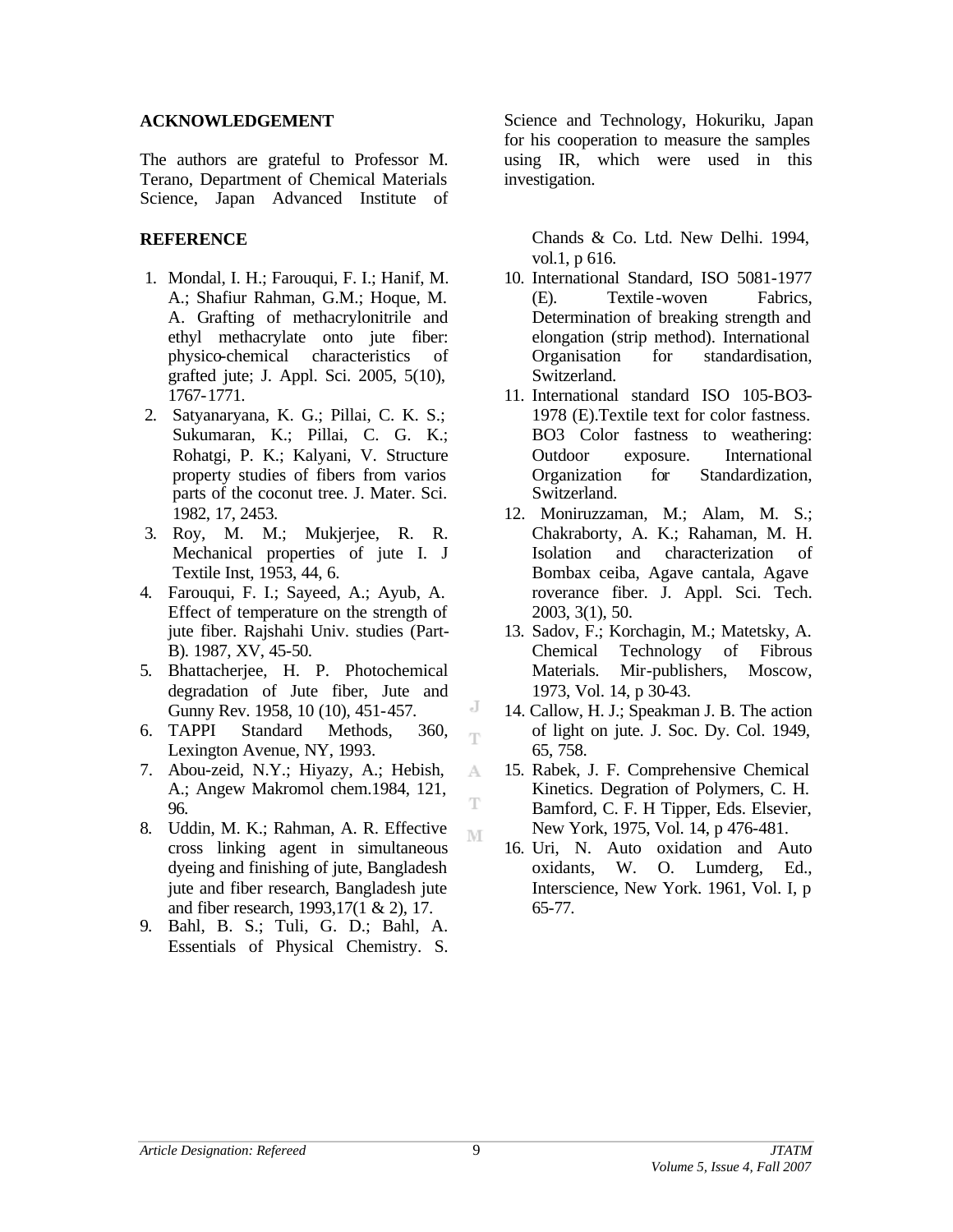## ACKNOWLEDGEMENT

The authors are grateful to Professor M. Terano, Department of Chemical Materials Science, Japan Advanced Institute of Science and Technology, Hokuriku, Japan for his cooperation to measure the samples using IR, which were used in this investigation.

## REFERENCE

1. Mondal, I. H.; Farouqui, F. I.; Hanif, M. A.; Shafiur Rahman, G.M.; Hoque, M. A. Grafting of methacrylonitrile and ethyl methacrylate onto jute fiber: physico-chemical characteristics of grafted jute; J. Appl. Sci. 2005, 5(10), 1767-1771.
2. Satyanaryana, K. G.; Pillai, C. K. S.; Sukumaran, K.; Pillai, C. G. K.; Rohatgi, P. K.; Kalyani, V. Structure property studies of fibers from varios parts of the coconut tree. J. Mater. Sci. 1982, 17, 2453.
3. Roy, M. M.; Mukjerjee, R. R. Mechanical properties of jute I. J Textile Inst, 1953, 44, 6.
4. Farouqui, F. I.; Sayeed, A.; Ayub, A. Effect of temperature on the strength of jute fiber. Rajshahi Univ. studies (Part-B). 1987, XV, 45-50.
5. Bhattacherjee, H. P. Photochemical degradation of Jute fiber, Jute and Gunny Rev. 1958, 10 (10), 451-457.
6. TAPPI Standard Methods, 360, Lexington Avenue, NY, 1993.
7. Abou-zeid, N.Y.; Hiyazy, A.; Hebish, A.; Angew Makromol chem.1984, 121, 96.
8. Uddin, M. K.; Rahman, A. R. Effective cross linking agent in simultaneous dyeing and finishing of jute, Bangladesh jute and fiber research, Bangladesh jute and fiber research, 1993,17(1 & 2), 17.
9. Bahl, B. S.; Tuli, G. D.; Bahl, A. Essentials of Physical Chemistry. S. Chands & Co. Ltd. New Delhi. 1994, vol.1, p 616.
10. International Standard, ISO 5081-1977 (E). Textile-woven Fabrics, Determination of breaking strength and elongation (strip method). International Organisation for standardisation, Switzerland.
11. International standard ISO 105-BO3-1978 (E).Textile text for color fastness. BO3 Color fastness to weathering: Outdoor exposure. International Organization for Standardization, Switzerland.
12. Moniruzzaman, M.; Alam, M. S.; Chakraborty, A. K.; Rahaman, M. H. Isolation and characterization of Bombax ceiba, Agave cantala, Agave roverance fiber. J. Appl. Sci. Tech. 2003, 3(1), 50.
13. Sadov, F.; Korchagin, M.; Matetsky, A. Chemical Technology of Fibrous Materials. Mir-publishers, Moscow, 1973, Vol. 14, p 30-43.
14. Callow, H. J.; Speakman J. B. The action of light on jute. J. Soc. Dy. Col. 1949, 65, 758.
15. Rabek, J. F. Comprehensive Chemical Kinetics. Degration of Polymers, C. H. Bamford, C. F. H Tipper, Eds. Elsevier, New York, 1975, Vol. 14, p 476-481.
16. Uri, N. Auto oxidation and Auto oxidants, W. O. Lumderg, Ed., Interscience, New York. 1961, Vol. I, p 65-77.